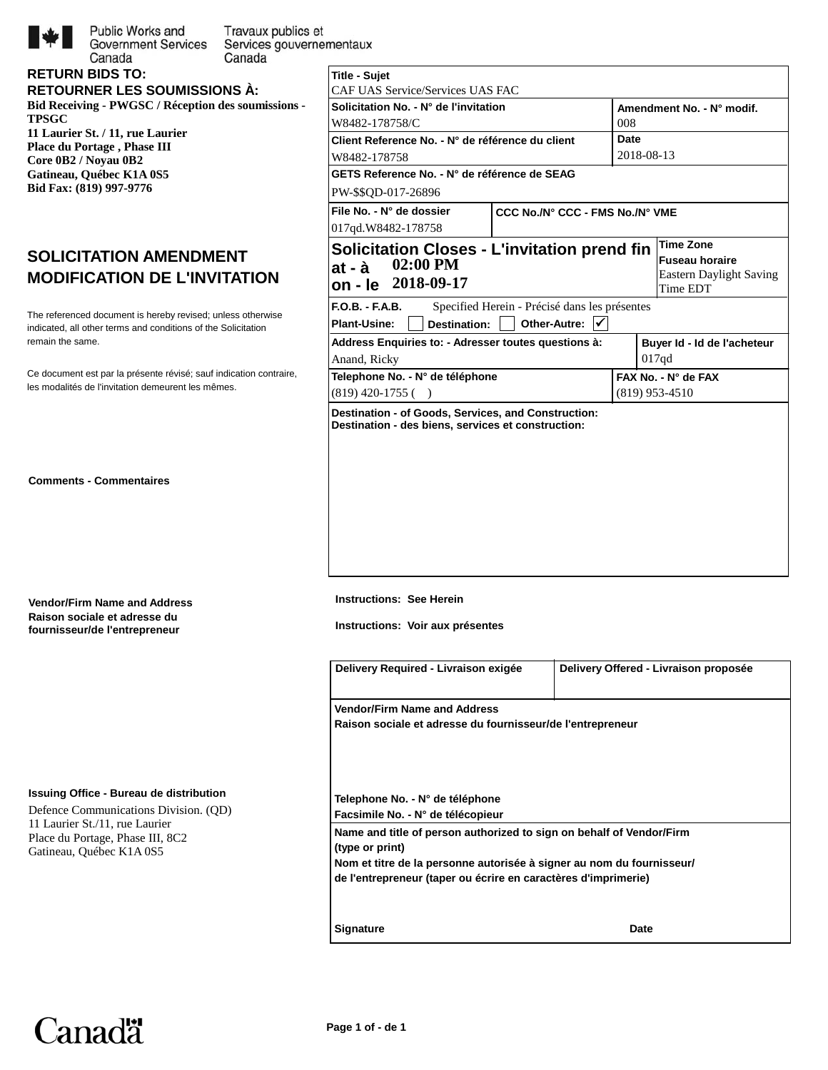Public Works and Government Services Canada / Travaux publics et Services gouvernementaux Canada

**RETURN BIDS TO:**
**RETOURNER LES SOUMISSIONS À:**

**Bid Receiving - PWGSC / Réception des soumissions - TPSGC**
**11 Laurier St. / 11, rue Laurier**
**Place du Portage , Phase III**
**Core 0B2 / Noyau 0B2**
**Gatineau, Québec K1A 0S5**
**Bid Fax: (819) 997-9776**

# SOLICITATION AMENDMENT
# MODIFICATION DE L'INVITATION

The referenced document is hereby revised; unless otherwise indicated, all other terms and conditions of the Solicitation remain the same.

Ce document est par la présente révisé; sauf indication contraire, les modalités de l'invitation demeurent les mêmes.

**Comments - Commentaires**

**Vendor/Firm Name and Address**
**Raison sociale et adresse du fournisseur/de l'entrepreneur**

**Issuing Office - Bureau de distribution**
Defence Communications Division. (QD)
11 Laurier St./11, rue Laurier
Place du Portage, Phase III, 8C2
Gatineau, Québec K1A 0S5

| | |
|---|---|
| **Title - Sujet** | CAF UAS Service/Services UAS FAC |
| **Solicitation No. - N° de l'invitation** | W8482-178758/C |
| **Amendment No. - N° modif.** | 008 |
| **Client Reference No. - N° de référence du client** | W8482-178758 |
| **Date** | 2018-08-13 |
| **GETS Reference No. - N° de référence de SEAG** | PW-$$QD-017-26896 |
| **File No. - N° de dossier** | 017qd.W8482-178758 |
| **CCC No./N° CCC - FMS No./N° VME** | |
| **Solicitation Closes - L'invitation prend fin at - à / on - le** | 02:00 PM / 2018-09-17 |
| **Time Zone / Fuseau horaire** | Eastern Daylight Saving Time EDT |
| **F.O.B. - F.A.B.** | Specified Herein - Précisé dans les présentes |
| **Plant-Usine:** ☐ **Destination:** ☐ **Other-Autre:** ☑ | |
| **Address Enquiries to: - Adresser toutes questions à:** | Anand, Ricky |
| **Buyer Id - Id de l'acheteur** | 017qd |
| **Telephone No. - N° de téléphone** | (819) 420-1755 ( ) |
| **FAX No. - N° de FAX** | (819) 953-4510 |
| **Destination - of Goods, Services, and Construction: / Destination - des biens, services et construction:** | |

**Instructions: See Herein**

**Instructions: Voir aux présentes**

| **Delivery Required - Livraison exigée** | **Delivery Offered - Livraison proposée** |
|---|---|
| | |

**Vendor/Firm Name and Address**
**Raison sociale et adresse du fournisseur/de l'entrepreneur**

**Telephone No. - N° de téléphone**
**Facsimile No. - N° de télécopieur**

**Name and title of person authorized to sign on behalf of Vendor/Firm (type or print)**
**Nom et titre de la personne autorisée à signer au nom du fournisseur/ de l'entrepreneur (taper ou écrire en caractères d'imprimerie)**

**Signature** **Date**

Canada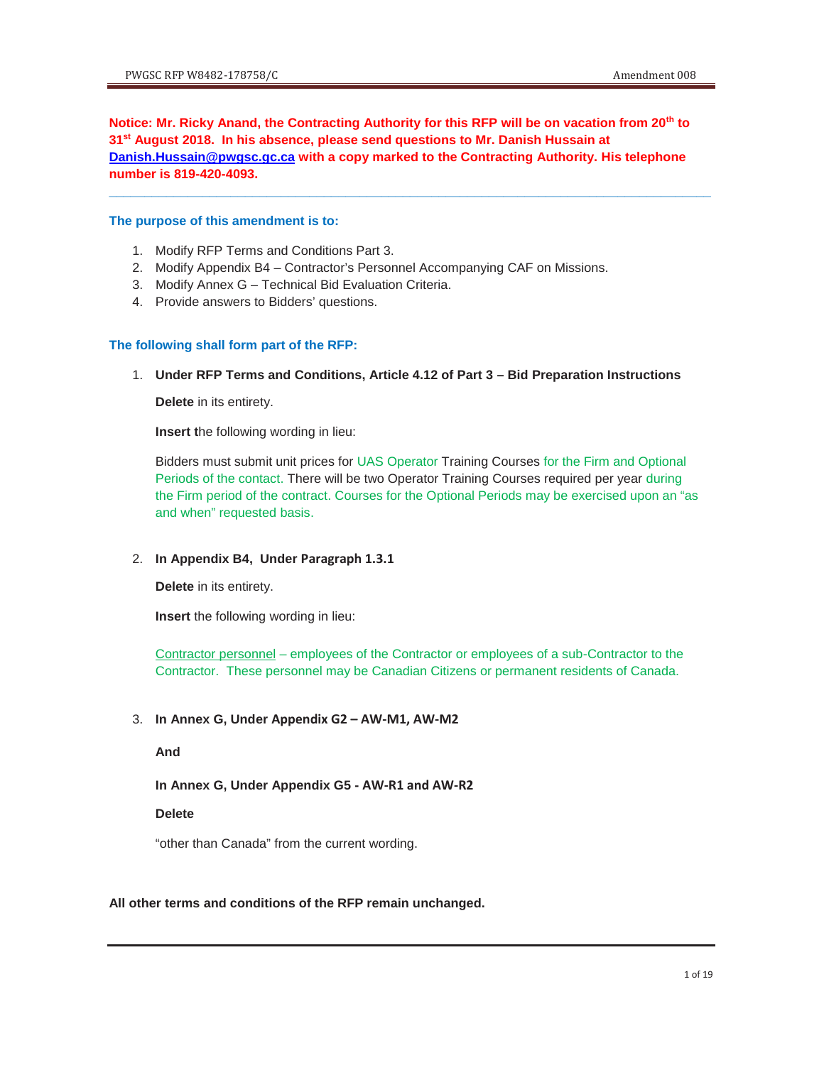**Notice: Mr. Ricky Anand, the Contracting Authority for this RFP will be on vacation from 20th to 31st August 2018. In his absence, please send questions to Mr. Danish Hussain at Danish.Hussain@pwgsc.gc.ca with a copy marked to the Contracting Authority. His telephone number is 819-420-4093.**

---

**The purpose of this amendment is to:**

1. Modify RFP Terms and Conditions Part 3.
2. Modify Appendix B4 – Contractor's Personnel Accompanying CAF on Missions.
3. Modify Annex G – Technical Bid Evaluation Criteria.
4. Provide answers to Bidders' questions.

**The following shall form part of the RFP:**

1. **Under RFP Terms and Conditions, Article 4.12 of Part 3 – Bid Preparation Instructions**

   **Delete** in its entirety.

   **Insert t**he following wording in lieu:

   Bidders must submit unit prices for UAS Operator Training Courses for the Firm and Optional Periods of the contact. There will be two Operator Training Courses required per year during the Firm period of the contract. Courses for the Optional Periods may be exercised upon an "as and when" requested basis.

2. **In Appendix B4, Under Paragraph 1.3.1**

   **Delete** in its entirety.

   **Insert** the following wording in lieu:

   Contractor personnel – employees of the Contractor or employees of a sub-Contractor to the Contractor. These personnel may be Canadian Citizens or permanent residents of Canada.

3. **In Annex G, Under Appendix G2 – AW-M1, AW-M2**

   **And**

   **In Annex G, Under Appendix G5 - AW-R1 and AW-R2**

   **Delete**

   "other than Canada" from the current wording.

**All other terms and conditions of the RFP remain unchanged.**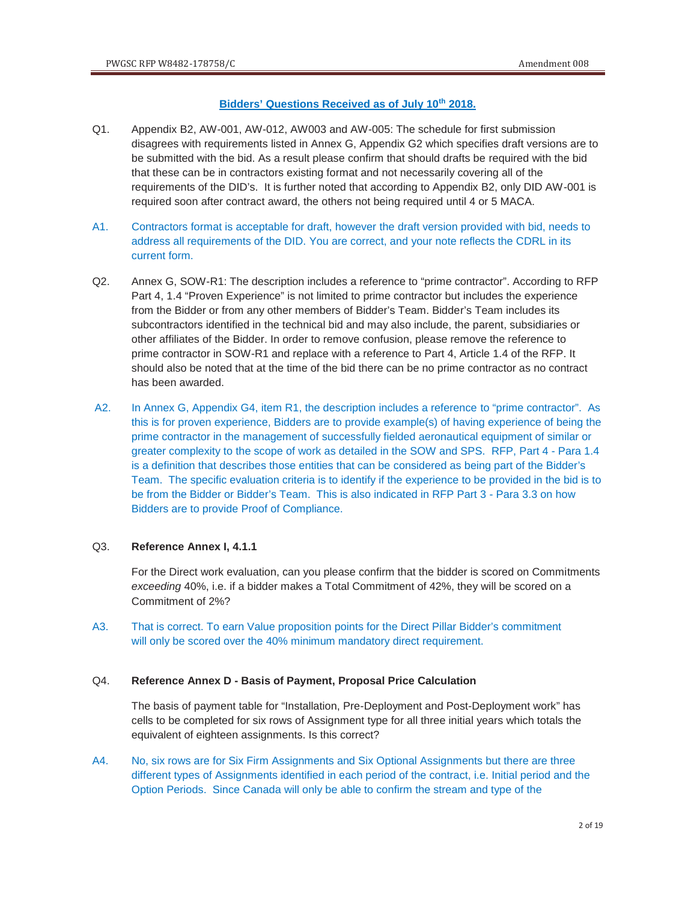## Bidders' Questions Received as of July 10th 2018.

Q1. Appendix B2, AW-001, AW-012, AW003 and AW-005: The schedule for first submission disagrees with requirements listed in Annex G, Appendix G2 which specifies draft versions are to be submitted with the bid. As a result please confirm that should drafts be required with the bid that these can be in contractors existing format and not necessarily covering all of the requirements of the DID's. It is further noted that according to Appendix B2, only DID AW-001 is required soon after contract award, the others not being required until 4 or 5 MACA.

A1. Contractors format is acceptable for draft, however the draft version provided with bid, needs to address all requirements of the DID. You are correct, and your note reflects the CDRL in its current form.

Q2. Annex G, SOW-R1: The description includes a reference to "prime contractor". According to RFP Part 4, 1.4 "Proven Experience" is not limited to prime contractor but includes the experience from the Bidder or from any other members of Bidder's Team. Bidder's Team includes its subcontractors identified in the technical bid and may also include, the parent, subsidiaries or other affiliates of the Bidder. In order to remove confusion, please remove the reference to prime contractor in SOW-R1 and replace with a reference to Part 4, Article 1.4 of the RFP. It should also be noted that at the time of the bid there can be no prime contractor as no contract has been awarded.

A2. In Annex G, Appendix G4, item R1, the description includes a reference to "prime contractor". As this is for proven experience, Bidders are to provide example(s) of having experience of being the prime contractor in the management of successfully fielded aeronautical equipment of similar or greater complexity to the scope of work as detailed in the SOW and SPS. RFP, Part 4 - Para 1.4 is a definition that describes those entities that can be considered as being part of the Bidder's Team. The specific evaluation criteria is to identify if the experience to be provided in the bid is to be from the Bidder or Bidder's Team. This is also indicated in RFP Part 3 - Para 3.3 on how Bidders are to provide Proof of Compliance.

Q3. **Reference Annex I, 4.1.1**

For the Direct work evaluation, can you please confirm that the bidder is scored on Commitments *exceeding* 40%, i.e. if a bidder makes a Total Commitment of 42%, they will be scored on a Commitment of 2%?

A3. That is correct. To earn Value proposition points for the Direct Pillar Bidder's commitment will only be scored over the 40% minimum mandatory direct requirement.

Q4. **Reference Annex D - Basis of Payment, Proposal Price Calculation**

The basis of payment table for "Installation, Pre-Deployment and Post-Deployment work" has cells to be completed for six rows of Assignment type for all three initial years which totals the equivalent of eighteen assignments. Is this correct?

A4. No, six rows are for Six Firm Assignments and Six Optional Assignments but there are three different types of Assignments identified in each period of the contract, i.e. Initial period and the Option Periods. Since Canada will only be able to confirm the stream and type of the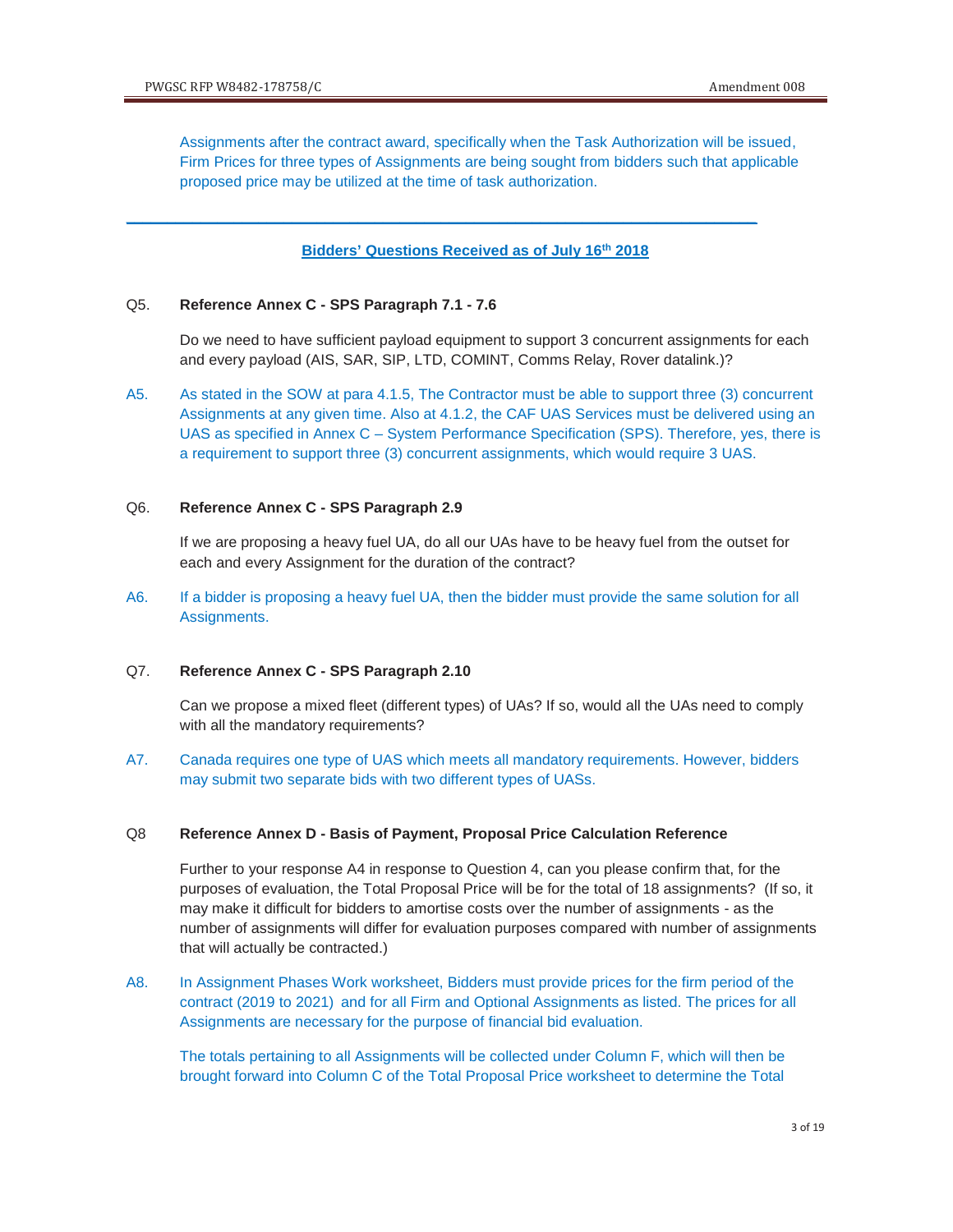Assignments after the contract award, specifically when the Task Authorization will be issued, Firm Prices for three types of Assignments are being sought from bidders such that applicable proposed price may be utilized at the time of task authorization.

---

**Bidders' Questions Received as of July 16th 2018**

Q5. **Reference Annex C - SPS Paragraph 7.1 - 7.6**

Do we need to have sufficient payload equipment to support 3 concurrent assignments for each and every payload (AIS, SAR, SIP, LTD, COMINT, Comms Relay, Rover datalink.)?

A5. As stated in the SOW at para 4.1.5, The Contractor must be able to support three (3) concurrent Assignments at any given time. Also at 4.1.2, the CAF UAS Services must be delivered using an UAS as specified in Annex C – System Performance Specification (SPS). Therefore, yes, there is a requirement to support three (3) concurrent assignments, which would require 3 UAS.

Q6. **Reference Annex C - SPS Paragraph 2.9**

If we are proposing a heavy fuel UA, do all our UAs have to be heavy fuel from the outset for each and every Assignment for the duration of the contract?

A6. If a bidder is proposing a heavy fuel UA, then the bidder must provide the same solution for all Assignments.

Q7. **Reference Annex C - SPS Paragraph 2.10**

Can we propose a mixed fleet (different types) of UAs? If so, would all the UAs need to comply with all the mandatory requirements?

A7. Canada requires one type of UAS which meets all mandatory requirements. However, bidders may submit two separate bids with two different types of UASs.

Q8 **Reference Annex D - Basis of Payment, Proposal Price Calculation Reference**

Further to your response A4 in response to Question 4, can you please confirm that, for the purposes of evaluation, the Total Proposal Price will be for the total of 18 assignments? (If so, it may make it difficult for bidders to amortise costs over the number of assignments - as the number of assignments will differ for evaluation purposes compared with number of assignments that will actually be contracted.)

A8. In Assignment Phases Work worksheet, Bidders must provide prices for the firm period of the contract (2019 to 2021) and for all Firm and Optional Assignments as listed. The prices for all Assignments are necessary for the purpose of financial bid evaluation.

The totals pertaining to all Assignments will be collected under Column F, which will then be brought forward into Column C of the Total Proposal Price worksheet to determine the Total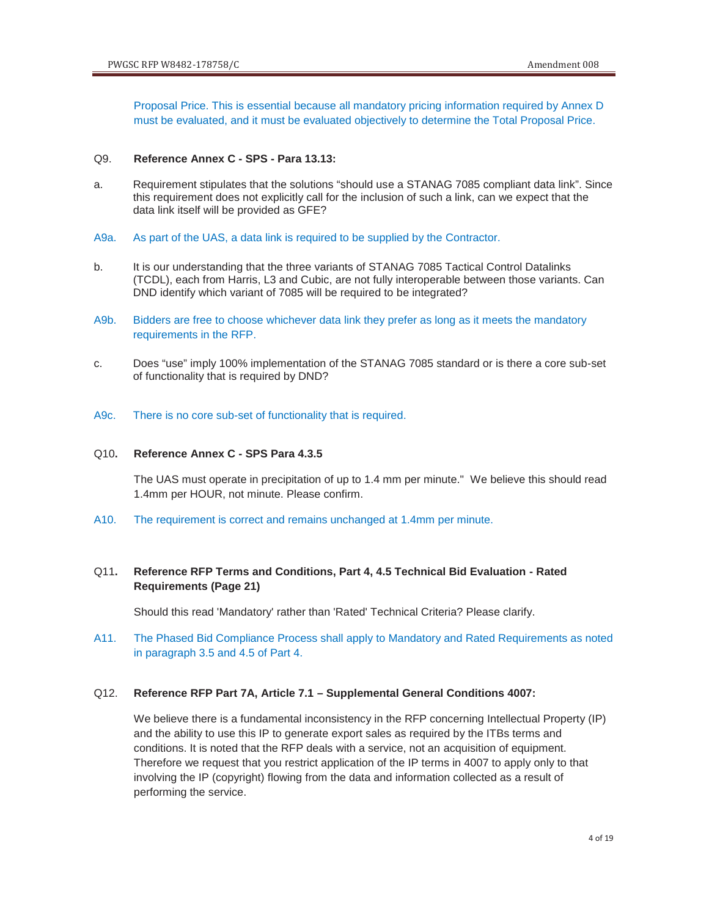Proposal Price. This is essential because all mandatory pricing information required by Annex D must be evaluated, and it must be evaluated objectively to determine the Total Proposal Price.

Q9. **Reference Annex C - SPS - Para 13.13:**

a. Requirement stipulates that the solutions "should use a STANAG 7085 compliant data link". Since this requirement does not explicitly call for the inclusion of such a link, can we expect that the data link itself will be provided as GFE?

A9a. As part of the UAS, a data link is required to be supplied by the Contractor.

b. It is our understanding that the three variants of STANAG 7085 Tactical Control Datalinks (TCDL), each from Harris, L3 and Cubic, are not fully interoperable between those variants. Can DND identify which variant of 7085 will be required to be integrated?

A9b. Bidders are free to choose whichever data link they prefer as long as it meets the mandatory requirements in the RFP.

c. Does "use" imply 100% implementation of the STANAG 7085 standard or is there a core sub-set of functionality that is required by DND?

A9c. There is no core sub-set of functionality that is required.

Q10**.** **Reference Annex C - SPS Para 4.3.5**

The UAS must operate in precipitation of up to 1.4 mm per minute." We believe this should read 1.4mm per HOUR, not minute. Please confirm.

A10. The requirement is correct and remains unchanged at 1.4mm per minute.

Q11**.** **Reference RFP Terms and Conditions, Part 4, 4.5 Technical Bid Evaluation - Rated Requirements (Page 21)**

Should this read 'Mandatory' rather than 'Rated' Technical Criteria? Please clarify.

A11. The Phased Bid Compliance Process shall apply to Mandatory and Rated Requirements as noted in paragraph 3.5 and 4.5 of Part 4.

Q12. **Reference RFP Part 7A, Article 7.1 – Supplemental General Conditions 4007:**

We believe there is a fundamental inconsistency in the RFP concerning Intellectual Property (IP) and the ability to use this IP to generate export sales as required by the ITBs terms and conditions. It is noted that the RFP deals with a service, not an acquisition of equipment. Therefore we request that you restrict application of the IP terms in 4007 to apply only to that involving the IP (copyright) flowing from the data and information collected as a result of performing the service.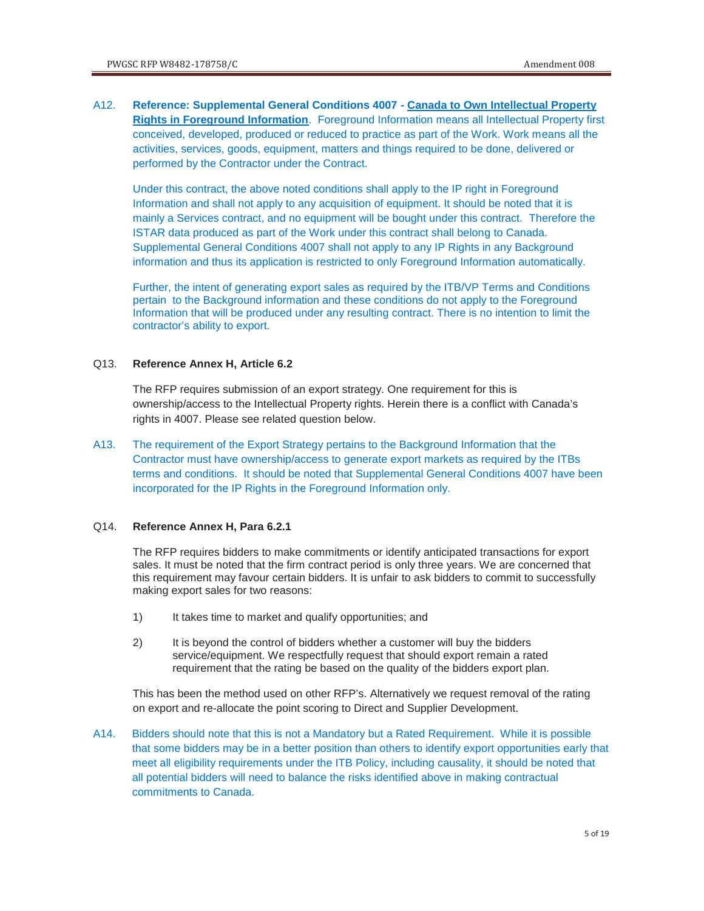A12. **Reference: Supplemental General Conditions 4007 - Canada to Own Intellectual Property Rights in Foreground Information**. Foreground Information means all Intellectual Property first conceived, developed, produced or reduced to practice as part of the Work. Work means all the activities, services, goods, equipment, matters and things required to be done, delivered or performed by the Contractor under the Contract.

Under this contract, the above noted conditions shall apply to the IP right in Foreground Information and shall not apply to any acquisition of equipment. It should be noted that it is mainly a Services contract, and no equipment will be bought under this contract. Therefore the ISTAR data produced as part of the Work under this contract shall belong to Canada. Supplemental General Conditions 4007 shall not apply to any IP Rights in any Background information and thus its application is restricted to only Foreground Information automatically.

Further, the intent of generating export sales as required by the ITB/VP Terms and Conditions pertain to the Background information and these conditions do not apply to the Foreground Information that will be produced under any resulting contract. There is no intention to limit the contractor's ability to export.

Q13. **Reference Annex H, Article 6.2**

The RFP requires submission of an export strategy. One requirement for this is ownership/access to the Intellectual Property rights. Herein there is a conflict with Canada's rights in 4007. Please see related question below.

A13. The requirement of the Export Strategy pertains to the Background Information that the Contractor must have ownership/access to generate export markets as required by the ITBs terms and conditions. It should be noted that Supplemental General Conditions 4007 have been incorporated for the IP Rights in the Foreground Information only.

Q14. **Reference Annex H, Para 6.2.1**

The RFP requires bidders to make commitments or identify anticipated transactions for export sales. It must be noted that the firm contract period is only three years. We are concerned that this requirement may favour certain bidders. It is unfair to ask bidders to commit to successfully making export sales for two reasons:

1) It takes time to market and qualify opportunities; and

2) It is beyond the control of bidders whether a customer will buy the bidders service/equipment. We respectfully request that should export remain a rated requirement that the rating be based on the quality of the bidders export plan.

This has been the method used on other RFP's. Alternatively we request removal of the rating on export and re-allocate the point scoring to Direct and Supplier Development.

A14. Bidders should note that this is not a Mandatory but a Rated Requirement. While it is possible that some bidders may be in a better position than others to identify export opportunities early that meet all eligibility requirements under the ITB Policy, including causality, it should be noted that all potential bidders will need to balance the risks identified above in making contractual commitments to Canada.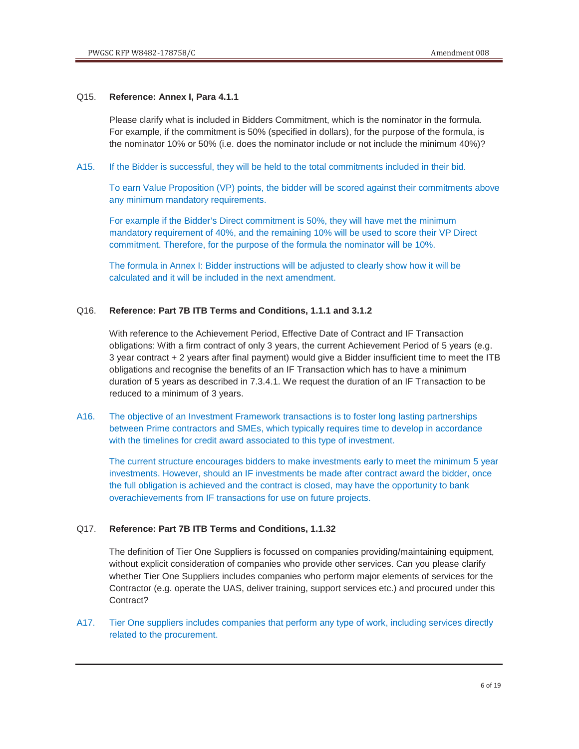Q15. **Reference: Annex I, Para 4.1.1**

Please clarify what is included in Bidders Commitment, which is the nominator in the formula. For example, if the commitment is 50% (specified in dollars), for the purpose of the formula, is the nominator 10% or 50% (i.e. does the nominator include or not include the minimum 40%)?

A15. If the Bidder is successful, they will be held to the total commitments included in their bid.

To earn Value Proposition (VP) points, the bidder will be scored against their commitments above any minimum mandatory requirements.

For example if the Bidder's Direct commitment is 50%, they will have met the minimum mandatory requirement of 40%, and the remaining 10% will be used to score their VP Direct commitment. Therefore, for the purpose of the formula the nominator will be 10%.

The formula in Annex I: Bidder instructions will be adjusted to clearly show how it will be calculated and it will be included in the next amendment.

Q16. **Reference: Part 7B ITB Terms and Conditions, 1.1.1 and 3.1.2**

With reference to the Achievement Period, Effective Date of Contract and IF Transaction obligations: With a firm contract of only 3 years, the current Achievement Period of 5 years (e.g. 3 year contract + 2 years after final payment) would give a Bidder insufficient time to meet the ITB obligations and recognise the benefits of an IF Transaction which has to have a minimum duration of 5 years as described in 7.3.4.1. We request the duration of an IF Transaction to be reduced to a minimum of 3 years.

A16. The objective of an Investment Framework transactions is to foster long lasting partnerships between Prime contractors and SMEs, which typically requires time to develop in accordance with the timelines for credit award associated to this type of investment.

The current structure encourages bidders to make investments early to meet the minimum 5 year investments. However, should an IF investments be made after contract award the bidder, once the full obligation is achieved and the contract is closed, may have the opportunity to bank overachievements from IF transactions for use on future projects.

Q17. **Reference: Part 7B ITB Terms and Conditions, 1.1.32**

The definition of Tier One Suppliers is focussed on companies providing/maintaining equipment, without explicit consideration of companies who provide other services. Can you please clarify whether Tier One Suppliers includes companies who perform major elements of services for the Contractor (e.g. operate the UAS, deliver training, support services etc.) and procured under this Contract?

A17. Tier One suppliers includes companies that perform any type of work, including services directly related to the procurement.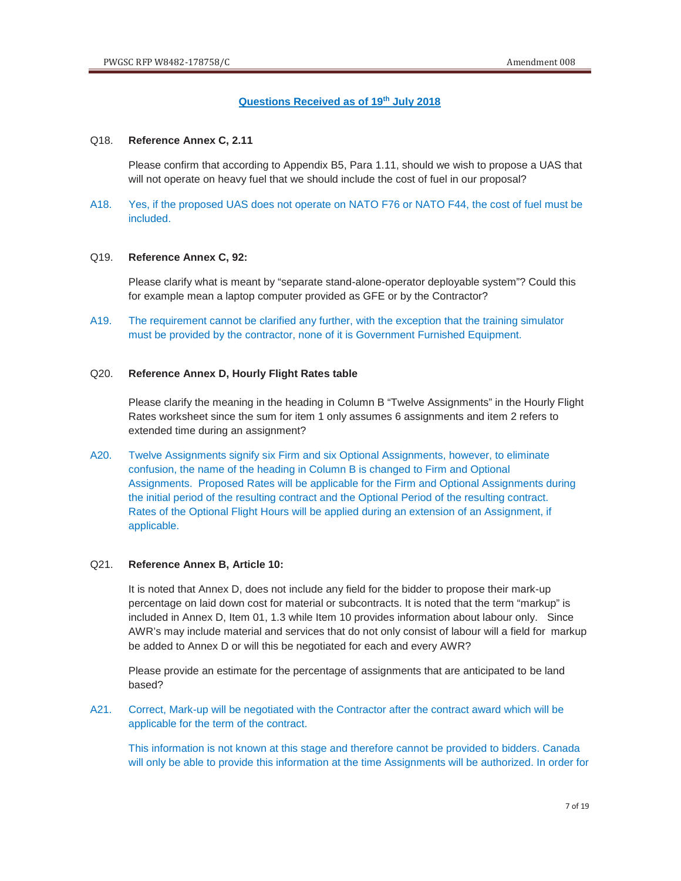**Questions Received as of 19th July 2018**

Q18. **Reference Annex C, 2.11**

Please confirm that according to Appendix B5, Para 1.11, should we wish to propose a UAS that will not operate on heavy fuel that we should include the cost of fuel in our proposal?

A18. Yes, if the proposed UAS does not operate on NATO F76 or NATO F44, the cost of fuel must be included.

Q19. **Reference Annex C, 92:**

Please clarify what is meant by "separate stand-alone-operator deployable system"? Could this for example mean a laptop computer provided as GFE or by the Contractor?

A19. The requirement cannot be clarified any further, with the exception that the training simulator must be provided by the contractor, none of it is Government Furnished Equipment.

Q20. **Reference Annex D, Hourly Flight Rates table**

Please clarify the meaning in the heading in Column B "Twelve Assignments" in the Hourly Flight Rates worksheet since the sum for item 1 only assumes 6 assignments and item 2 refers to extended time during an assignment?

A20. Twelve Assignments signify six Firm and six Optional Assignments, however, to eliminate confusion, the name of the heading in Column B is changed to Firm and Optional Assignments. Proposed Rates will be applicable for the Firm and Optional Assignments during the initial period of the resulting contract and the Optional Period of the resulting contract. Rates of the Optional Flight Hours will be applied during an extension of an Assignment, if applicable.

Q21. **Reference Annex B, Article 10:**

It is noted that Annex D, does not include any field for the bidder to propose their mark-up percentage on laid down cost for material or subcontracts. It is noted that the term "markup" is included in Annex D, Item 01, 1.3 while Item 10 provides information about labour only. Since AWR's may include material and services that do not only consist of labour will a field for markup be added to Annex D or will this be negotiated for each and every AWR?

Please provide an estimate for the percentage of assignments that are anticipated to be land based?

A21. Correct, Mark-up will be negotiated with the Contractor after the contract award which will be applicable for the term of the contract.

This information is not known at this stage and therefore cannot be provided to bidders. Canada will only be able to provide this information at the time Assignments will be authorized. In order for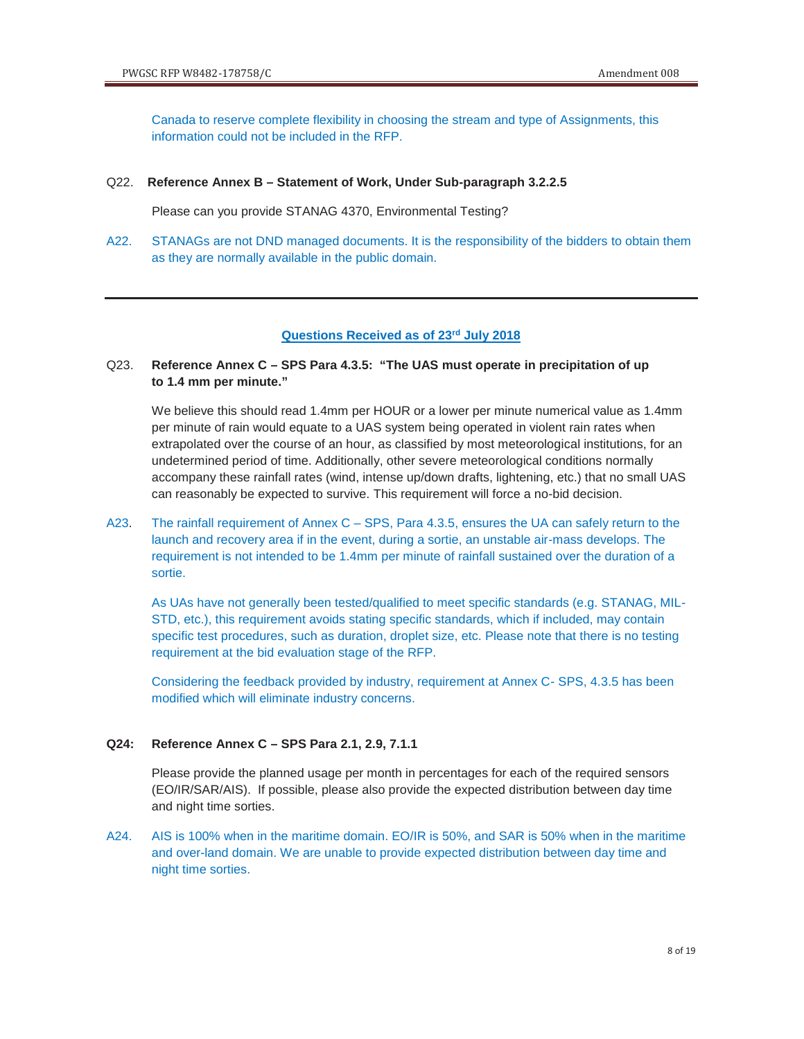Canada to reserve complete flexibility in choosing the stream and type of Assignments, this information could not be included in the RFP.

Q22. **Reference Annex B – Statement of Work, Under Sub-paragraph 3.2.2.5**

Please can you provide STANAG 4370, Environmental Testing?

A22. STANAGs are not DND managed documents. It is the responsibility of the bidders to obtain them as they are normally available in the public domain.

---

**Questions Received as of 23rd July 2018**

Q23. **Reference Annex C – SPS Para 4.3.5: "The UAS must operate in precipitation of up to 1.4 mm per minute."**

We believe this should read 1.4mm per HOUR or a lower per minute numerical value as 1.4mm per minute of rain would equate to a UAS system being operated in violent rain rates when extrapolated over the course of an hour, as classified by most meteorological institutions, for an undetermined period of time. Additionally, other severe meteorological conditions normally accompany these rainfall rates (wind, intense up/down drafts, lightening, etc.) that no small UAS can reasonably be expected to survive. This requirement will force a no-bid decision.

A23. The rainfall requirement of Annex C – SPS, Para 4.3.5, ensures the UA can safely return to the launch and recovery area if in the event, during a sortie, an unstable air-mass develops. The requirement is not intended to be 1.4mm per minute of rainfall sustained over the duration of a sortie.

As UAs have not generally been tested/qualified to meet specific standards (e.g. STANAG, MIL-STD, etc.), this requirement avoids stating specific standards, which if included, may contain specific test procedures, such as duration, droplet size, etc. Please note that there is no testing requirement at the bid evaluation stage of the RFP.

Considering the feedback provided by industry, requirement at Annex C- SPS, 4.3.5 has been modified which will eliminate industry concerns.

**Q24:** **Reference Annex C – SPS Para 2.1, 2.9, 7.1.1**

Please provide the planned usage per month in percentages for each of the required sensors (EO/IR/SAR/AIS). If possible, please also provide the expected distribution between day time and night time sorties.

A24. AIS is 100% when in the maritime domain. EO/IR is 50%, and SAR is 50% when in the maritime and over-land domain. We are unable to provide expected distribution between day time and night time sorties.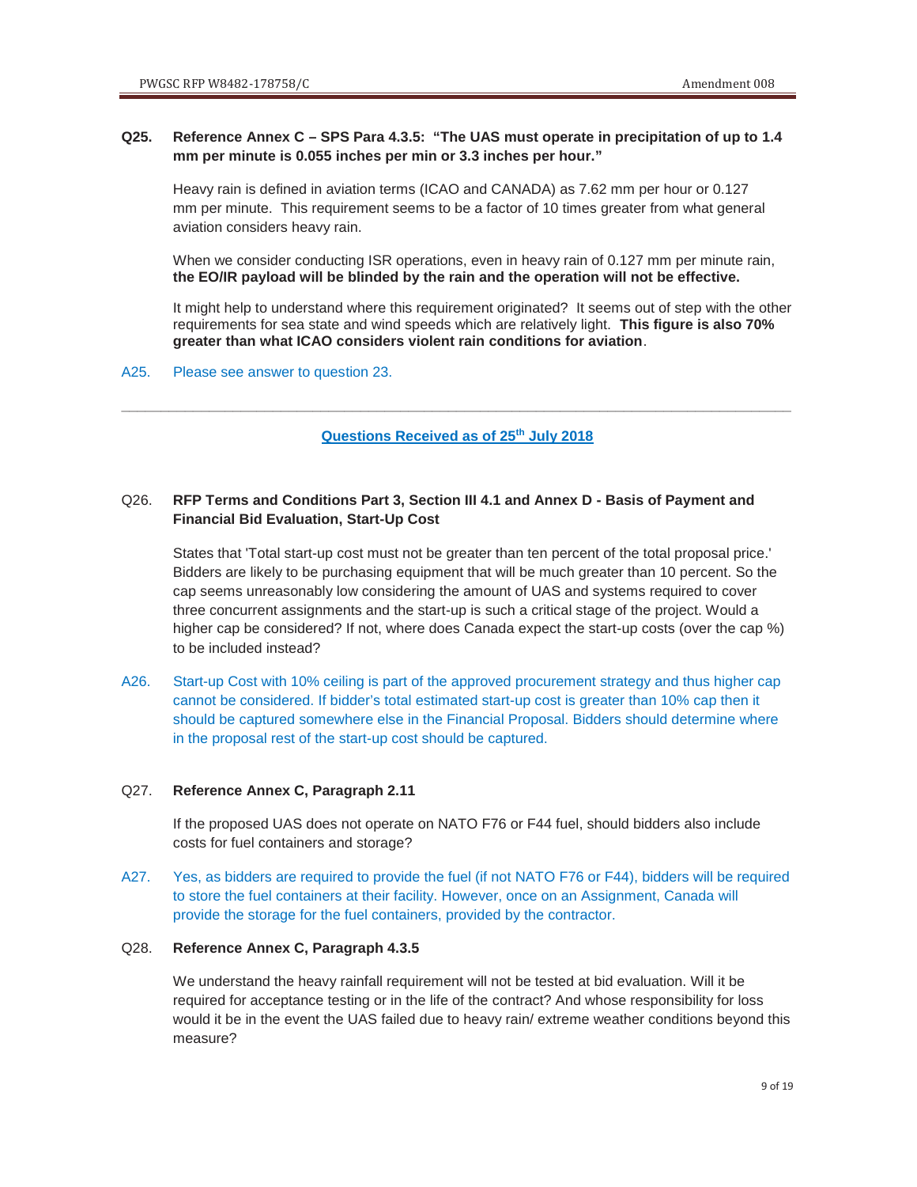**Q25. Reference Annex C – SPS Para 4.3.5: "The UAS must operate in precipitation of up to 1.4 mm per minute is 0.055 inches per min or 3.3 inches per hour."**

Heavy rain is defined in aviation terms (ICAO and CANADA) as 7.62 mm per hour or 0.127 mm per minute. This requirement seems to be a factor of 10 times greater from what general aviation considers heavy rain.

When we consider conducting ISR operations, even in heavy rain of 0.127 mm per minute rain, **the EO/IR payload will be blinded by the rain and the operation will not be effective.**

It might help to understand where this requirement originated? It seems out of step with the other requirements for sea state and wind speeds which are relatively light. **This figure is also 70% greater than what ICAO considers violent rain conditions for aviation**.

A25. Please see answer to question 23.

---

**Questions Received as of 25th July 2018**

Q26. **RFP Terms and Conditions Part 3, Section III 4.1 and Annex D - Basis of Payment and Financial Bid Evaluation, Start-Up Cost**

States that 'Total start-up cost must not be greater than ten percent of the total proposal price.' Bidders are likely to be purchasing equipment that will be much greater than 10 percent. So the cap seems unreasonably low considering the amount of UAS and systems required to cover three concurrent assignments and the start-up is such a critical stage of the project. Would a higher cap be considered? If not, where does Canada expect the start-up costs (over the cap %) to be included instead?

A26. Start-up Cost with 10% ceiling is part of the approved procurement strategy and thus higher cap cannot be considered. If bidder's total estimated start-up cost is greater than 10% cap then it should be captured somewhere else in the Financial Proposal. Bidders should determine where in the proposal rest of the start-up cost should be captured.

Q27. **Reference Annex C, Paragraph 2.11**

If the proposed UAS does not operate on NATO F76 or F44 fuel, should bidders also include costs for fuel containers and storage?

A27. Yes, as bidders are required to provide the fuel (if not NATO F76 or F44), bidders will be required to store the fuel containers at their facility. However, once on an Assignment, Canada will provide the storage for the fuel containers, provided by the contractor.

Q28. **Reference Annex C, Paragraph 4.3.5**

We understand the heavy rainfall requirement will not be tested at bid evaluation. Will it be required for acceptance testing or in the life of the contract? And whose responsibility for loss would it be in the event the UAS failed due to heavy rain/ extreme weather conditions beyond this measure?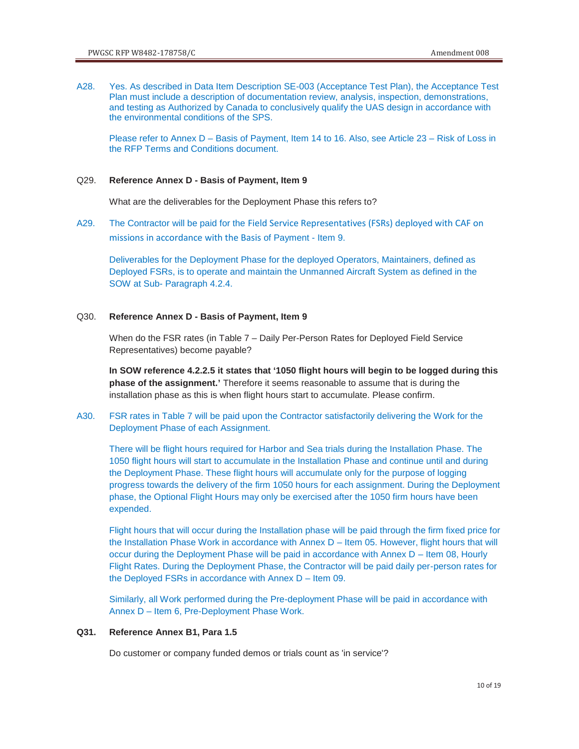A28. Yes. As described in Data Item Description SE-003 (Acceptance Test Plan), the Acceptance Test Plan must include a description of documentation review, analysis, inspection, demonstrations, and testing as Authorized by Canada to conclusively qualify the UAS design in accordance with the environmental conditions of the SPS.

Please refer to Annex D – Basis of Payment, Item 14 to 16. Also, see Article 23 – Risk of Loss in the RFP Terms and Conditions document.

Q29. **Reference Annex D - Basis of Payment, Item 9**

What are the deliverables for the Deployment Phase this refers to?

A29. The Contractor will be paid for the Field Service Representatives (FSRs) deployed with CAF on missions in accordance with the Basis of Payment - Item 9.

Deliverables for the Deployment Phase for the deployed Operators, Maintainers, defined as Deployed FSRs, is to operate and maintain the Unmanned Aircraft System as defined in the SOW at Sub- Paragraph 4.2.4.

Q30. **Reference Annex D - Basis of Payment, Item 9**

When do the FSR rates (in Table 7 – Daily Per-Person Rates for Deployed Field Service Representatives) become payable?

**In SOW reference 4.2.2.5 it states that '1050 flight hours will begin to be logged during this phase of the assignment.'** Therefore it seems reasonable to assume that is during the installation phase as this is when flight hours start to accumulate. Please confirm.

A30. FSR rates in Table 7 will be paid upon the Contractor satisfactorily delivering the Work for the Deployment Phase of each Assignment.

There will be flight hours required for Harbor and Sea trials during the Installation Phase. The 1050 flight hours will start to accumulate in the Installation Phase and continue until and during the Deployment Phase. These flight hours will accumulate only for the purpose of logging progress towards the delivery of the firm 1050 hours for each assignment. During the Deployment phase, the Optional Flight Hours may only be exercised after the 1050 firm hours have been expended.

Flight hours that will occur during the Installation phase will be paid through the firm fixed price for the Installation Phase Work in accordance with Annex D – Item 05. However, flight hours that will occur during the Deployment Phase will be paid in accordance with Annex D – Item 08, Hourly Flight Rates. During the Deployment Phase, the Contractor will be paid daily per-person rates for the Deployed FSRs in accordance with Annex D – Item 09.

Similarly, all Work performed during the Pre-deployment Phase will be paid in accordance with Annex D – Item 6, Pre-Deployment Phase Work.

**Q31. Reference Annex B1, Para 1.5**

Do customer or company funded demos or trials count as 'in service'?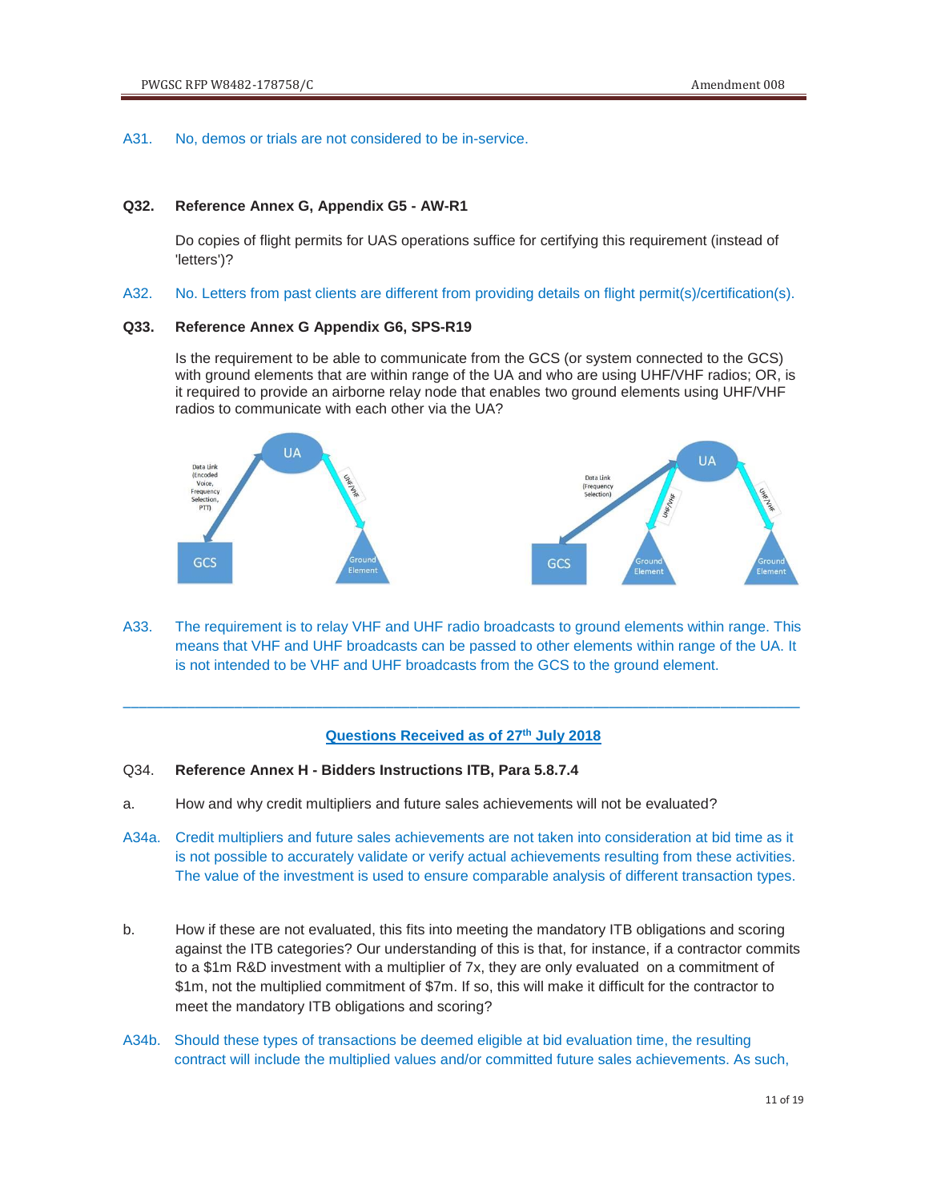A31. No, demos or trials are not considered to be in-service.

**Q32. Reference Annex G, Appendix G5 - AW-R1**

Do copies of flight permits for UAS operations suffice for certifying this requirement (instead of 'letters')?

A32. No. Letters from past clients are different from providing details on flight permit(s)/certification(s).

**Q33. Reference Annex G Appendix G6, SPS-R19**

Is the requirement to be able to communicate from the GCS (or system connected to the GCS) with ground elements that are within range of the UA and who are using UHF/VHF radios; OR, is it required to provide an airborne relay node that enables two ground elements using UHF/VHF radios to communicate with each other via the UA?

UA
Data Link (Encoded Voice, Frequency Selection, PTT)
UHF/VHF
GCS
Ground Element

UA
Data Link (Frequency Selection)
UHF/VHF
UHF/VHF
GCS
Ground Element
Ground Element

A33. The requirement is to relay VHF and UHF radio broadcasts to ground elements within range. This means that VHF and UHF broadcasts can be passed to other elements within range of the UA. It is not intended to be VHF and UHF broadcasts from the GCS to the ground element.

---

## Questions Received as of 27th July 2018

**Q34. Reference Annex H - Bidders Instructions ITB, Para 5.8.7.4**

a. How and why credit multipliers and future sales achievements will not be evaluated?

A34a. Credit multipliers and future sales achievements are not taken into consideration at bid time as it is not possible to accurately validate or verify actual achievements resulting from these activities. The value of the investment is used to ensure comparable analysis of different transaction types.

b. How if these are not evaluated, this fits into meeting the mandatory ITB obligations and scoring against the ITB categories? Our understanding of this is that, for instance, if a contractor commits to a $1m R&D investment with a multiplier of 7x, they are only evaluated on a commitment of $1m, not the multiplied commitment of $7m. If so, this will make it difficult for the contractor to meet the mandatory ITB obligations and scoring?

A34b. Should these types of transactions be deemed eligible at bid evaluation time, the resulting contract will include the multiplied values and/or committed future sales achievements. As such,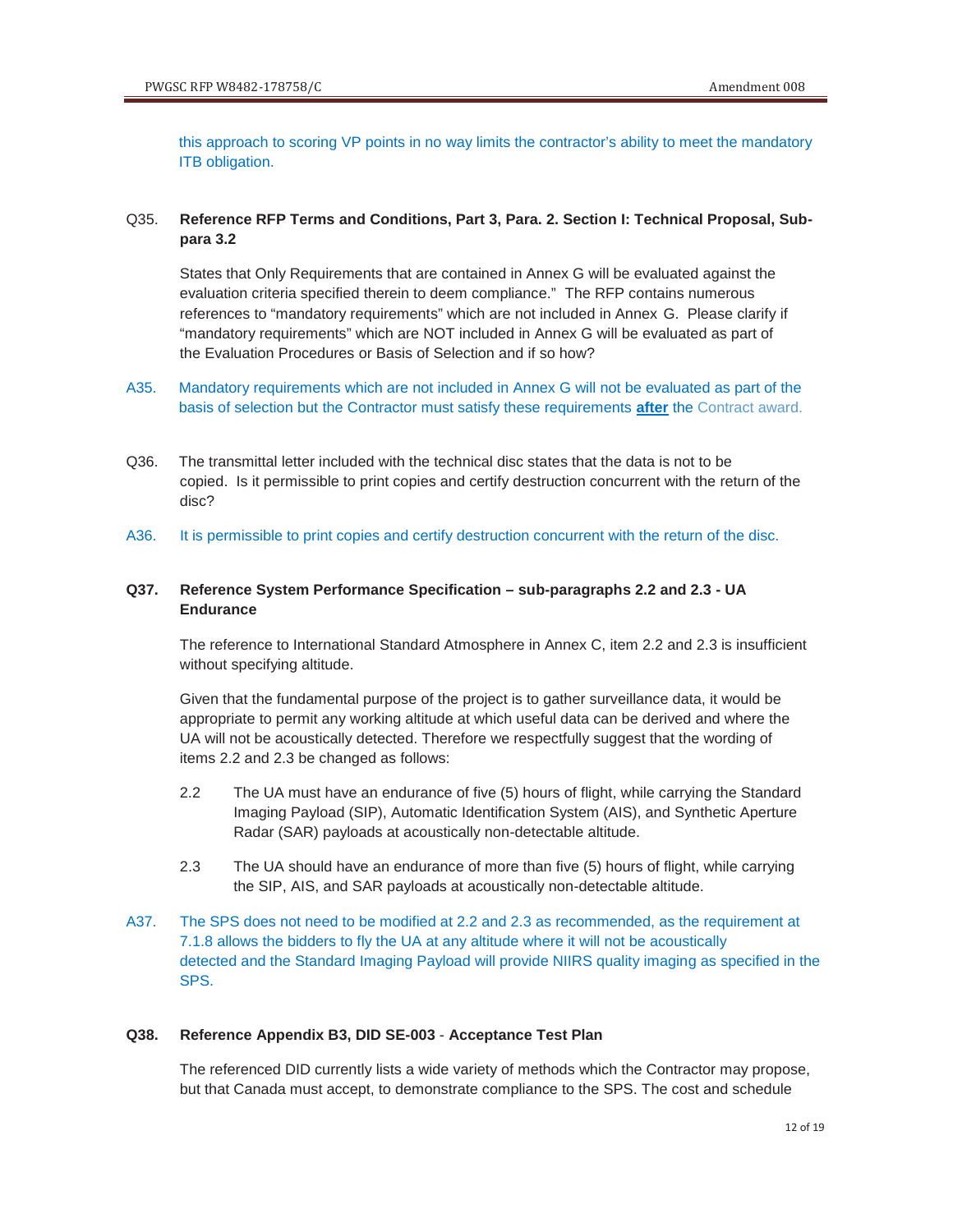this approach to scoring VP points in no way limits the contractor's ability to meet the mandatory ITB obligation.

Q35. **Reference RFP Terms and Conditions, Part 3, Para. 2. Section I: Technical Proposal, Sub-para 3.2**

States that Only Requirements that are contained in Annex G will be evaluated against the evaluation criteria specified therein to deem compliance." The RFP contains numerous references to "mandatory requirements" which are not included in Annex G. Please clarify if "mandatory requirements" which are NOT included in Annex G will be evaluated as part of the Evaluation Procedures or Basis of Selection and if so how?

A35. Mandatory requirements which are not included in Annex G will not be evaluated as part of the basis of selection but the Contractor must satisfy these requirements **after** the Contract award.

Q36. The transmittal letter included with the technical disc states that the data is not to be copied. Is it permissible to print copies and certify destruction concurrent with the return of the disc?

A36. It is permissible to print copies and certify destruction concurrent with the return of the disc.

**Q37. Reference System Performance Specification – sub-paragraphs 2.2 and 2.3 - UA Endurance**

The reference to International Standard Atmosphere in Annex C, item 2.2 and 2.3 is insufficient without specifying altitude.

Given that the fundamental purpose of the project is to gather surveillance data, it would be appropriate to permit any working altitude at which useful data can be derived and where the UA will not be acoustically detected. Therefore we respectfully suggest that the wording of items 2.2 and 2.3 be changed as follows:

2.2 The UA must have an endurance of five (5) hours of flight, while carrying the Standard Imaging Payload (SIP), Automatic Identification System (AIS), and Synthetic Aperture Radar (SAR) payloads at acoustically non-detectable altitude.

2.3 The UA should have an endurance of more than five (5) hours of flight, while carrying the SIP, AIS, and SAR payloads at acoustically non-detectable altitude.

A37. The SPS does not need to be modified at 2.2 and 2.3 as recommended, as the requirement at 7.1.8 allows the bidders to fly the UA at any altitude where it will not be acoustically detected and the Standard Imaging Payload will provide NIIRS quality imaging as specified in the SPS.

**Q38. Reference Appendix B3, DID SE-003 - Acceptance Test Plan**

The referenced DID currently lists a wide variety of methods which the Contractor may propose, but that Canada must accept, to demonstrate compliance to the SPS. The cost and schedule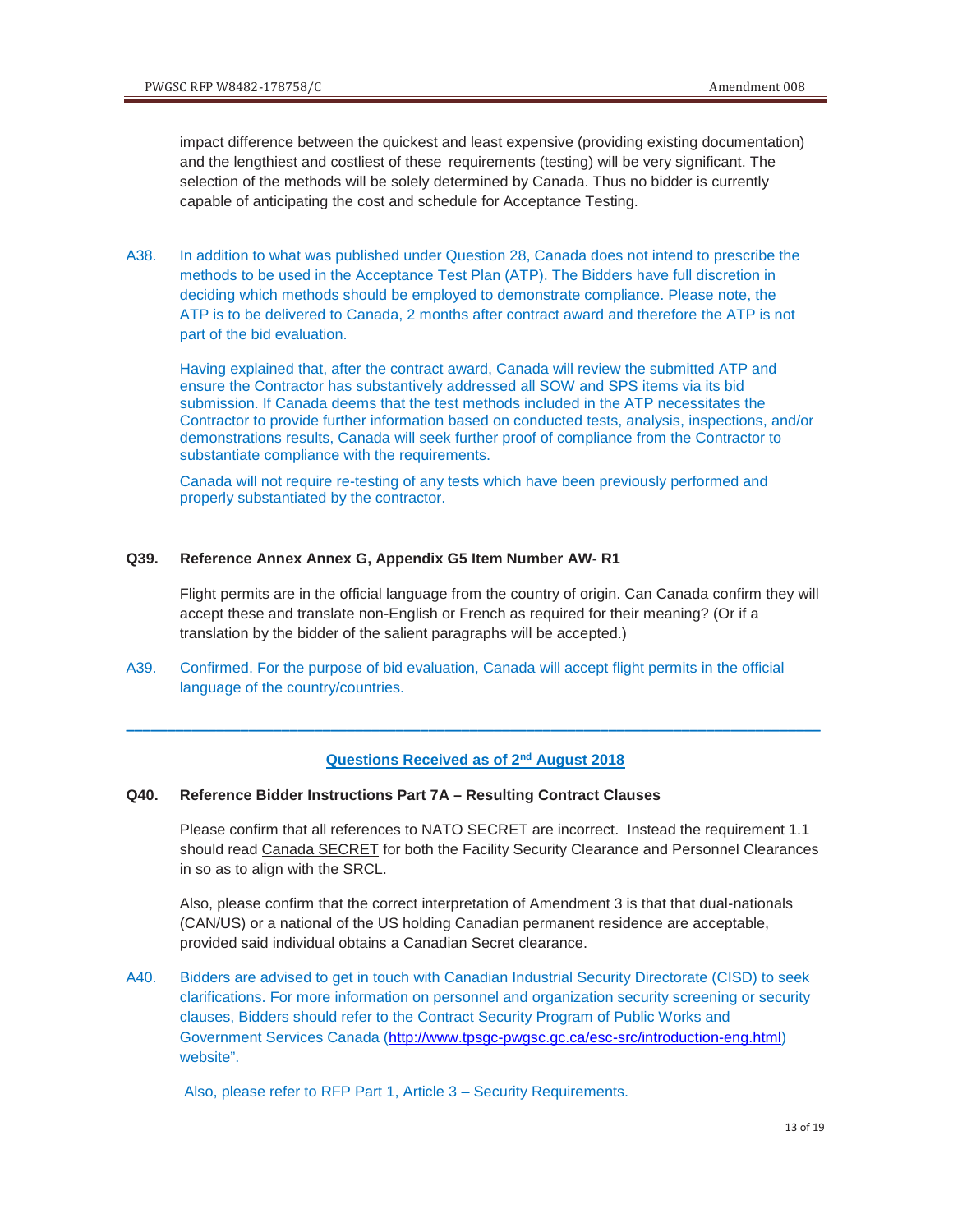impact difference between the quickest and least expensive (providing existing documentation) and the lengthiest and costliest of these requirements (testing) will be very significant. The selection of the methods will be solely determined by Canada. Thus no bidder is currently capable of anticipating the cost and schedule for Acceptance Testing.

A38. In addition to what was published under Question 28, Canada does not intend to prescribe the methods to be used in the Acceptance Test Plan (ATP). The Bidders have full discretion in deciding which methods should be employed to demonstrate compliance. Please note, the ATP is to be delivered to Canada, 2 months after contract award and therefore the ATP is not part of the bid evaluation.

Having explained that, after the contract award, Canada will review the submitted ATP and ensure the Contractor has substantively addressed all SOW and SPS items via its bid submission. If Canada deems that the test methods included in the ATP necessitates the Contractor to provide further information based on conducted tests, analysis, inspections, and/or demonstrations results, Canada will seek further proof of compliance from the Contractor to substantiate compliance with the requirements.

Canada will not require re-testing of any tests which have been previously performed and properly substantiated by the contractor.

**Q39. Reference Annex Annex G, Appendix G5 Item Number AW- R1**

Flight permits are in the official language from the country of origin. Can Canada confirm they will accept these and translate non-English or French as required for their meaning? (Or if a translation by the bidder of the salient paragraphs will be accepted.)

A39. Confirmed. For the purpose of bid evaluation, Canada will accept flight permits in the official language of the country/countries.

---

**Questions Received as of 2nd August 2018**

**Q40. Reference Bidder Instructions Part 7A – Resulting Contract Clauses**

Please confirm that all references to NATO SECRET are incorrect. Instead the requirement 1.1 should read Canada SECRET for both the Facility Security Clearance and Personnel Clearances in so as to align with the SRCL.

Also, please confirm that the correct interpretation of Amendment 3 is that that dual-nationals (CAN/US) or a national of the US holding Canadian permanent residence are acceptable, provided said individual obtains a Canadian Secret clearance.

A40. Bidders are advised to get in touch with Canadian Industrial Security Directorate (CISD) to seek clarifications. For more information on personnel and organization security screening or security clauses, Bidders should refer to the Contract Security Program of Public Works and Government Services Canada (http://www.tpsgc-pwgsc.gc.ca/esc-src/introduction-eng.html) website".

Also, please refer to RFP Part 1, Article 3 – Security Requirements.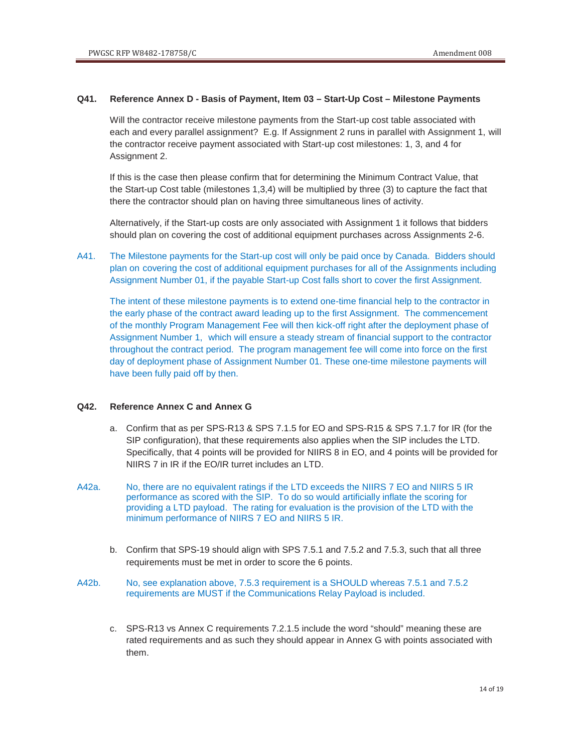**Q41. Reference Annex D - Basis of Payment, Item 03 – Start-Up Cost – Milestone Payments**

Will the contractor receive milestone payments from the Start-up cost table associated with each and every parallel assignment? E.g. If Assignment 2 runs in parallel with Assignment 1, will the contractor receive payment associated with Start-up cost milestones: 1, 3, and 4 for Assignment 2.

If this is the case then please confirm that for determining the Minimum Contract Value, that the Start-up Cost table (milestones 1,3,4) will be multiplied by three (3) to capture the fact that there the contractor should plan on having three simultaneous lines of activity.

Alternatively, if the Start-up costs are only associated with Assignment 1 it follows that bidders should plan on covering the cost of additional equipment purchases across Assignments 2-6.

A41. The Milestone payments for the Start-up cost will only be paid once by Canada. Bidders should plan on covering the cost of additional equipment purchases for all of the Assignments including Assignment Number 01, if the payable Start-up Cost falls short to cover the first Assignment.

The intent of these milestone payments is to extend one-time financial help to the contractor in the early phase of the contract award leading up to the first Assignment. The commencement of the monthly Program Management Fee will then kick-off right after the deployment phase of Assignment Number 1, which will ensure a steady stream of financial support to the contractor throughout the contract period. The program management fee will come into force on the first day of deployment phase of Assignment Number 01. These one-time milestone payments will have been fully paid off by then.

**Q42. Reference Annex C and Annex G**

a. Confirm that as per SPS-R13 & SPS 7.1.5 for EO and SPS-R15 & SPS 7.1.7 for IR (for the SIP configuration), that these requirements also applies when the SIP includes the LTD. Specifically, that 4 points will be provided for NIIRS 8 in EO, and 4 points will be provided for NIIRS 7 in IR if the EO/IR turret includes an LTD.

A42a. No, there are no equivalent ratings if the LTD exceeds the NIIRS 7 EO and NIIRS 5 IR performance as scored with the SIP. To do so would artificially inflate the scoring for providing a LTD payload. The rating for evaluation is the provision of the LTD with the minimum performance of NIIRS 7 EO and NIIRS 5 IR.

b. Confirm that SPS-19 should align with SPS 7.5.1 and 7.5.2 and 7.5.3, such that all three requirements must be met in order to score the 6 points.

A42b. No, see explanation above, 7.5.3 requirement is a SHOULD whereas 7.5.1 and 7.5.2 requirements are MUST if the Communications Relay Payload is included.

c. SPS-R13 vs Annex C requirements 7.2.1.5 include the word "should" meaning these are rated requirements and as such they should appear in Annex G with points associated with them.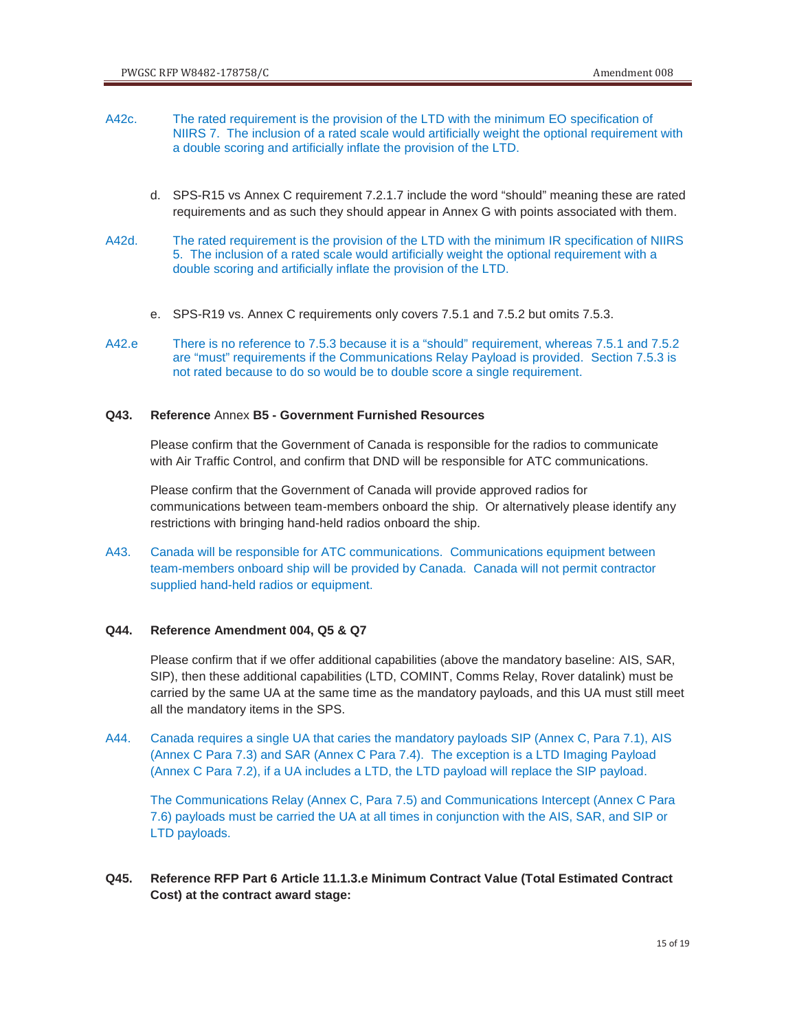A42c. The rated requirement is the provision of the LTD with the minimum EO specification of NIIRS 7. The inclusion of a rated scale would artificially weight the optional requirement with a double scoring and artificially inflate the provision of the LTD.

d. SPS-R15 vs Annex C requirement 7.2.1.7 include the word "should" meaning these are rated requirements and as such they should appear in Annex G with points associated with them.

A42d. The rated requirement is the provision of the LTD with the minimum IR specification of NIIRS 5. The inclusion of a rated scale would artificially weight the optional requirement with a double scoring and artificially inflate the provision of the LTD.

e. SPS-R19 vs. Annex C requirements only covers 7.5.1 and 7.5.2 but omits 7.5.3.

A42.e There is no reference to 7.5.3 because it is a "should" requirement, whereas 7.5.1 and 7.5.2 are "must" requirements if the Communications Relay Payload is provided. Section 7.5.3 is not rated because to do so would be to double score a single requirement.

**Q43. Reference** Annex **B5 - Government Furnished Resources**

Please confirm that the Government of Canada is responsible for the radios to communicate with Air Traffic Control, and confirm that DND will be responsible for ATC communications.

Please confirm that the Government of Canada will provide approved radios for communications between team-members onboard the ship. Or alternatively please identify any restrictions with bringing hand-held radios onboard the ship.

A43. Canada will be responsible for ATC communications. Communications equipment between team-members onboard ship will be provided by Canada. Canada will not permit contractor supplied hand-held radios or equipment.

**Q44. Reference Amendment 004, Q5 & Q7**

Please confirm that if we offer additional capabilities (above the mandatory baseline: AIS, SAR, SIP), then these additional capabilities (LTD, COMINT, Comms Relay, Rover datalink) must be carried by the same UA at the same time as the mandatory payloads, and this UA must still meet all the mandatory items in the SPS.

A44. Canada requires a single UA that caries the mandatory payloads SIP (Annex C, Para 7.1), AIS (Annex C Para 7.3) and SAR (Annex C Para 7.4). The exception is a LTD Imaging Payload (Annex C Para 7.2), if a UA includes a LTD, the LTD payload will replace the SIP payload.

The Communications Relay (Annex C, Para 7.5) and Communications Intercept (Annex C Para 7.6) payloads must be carried the UA at all times in conjunction with the AIS, SAR, and SIP or LTD payloads.

**Q45. Reference RFP Part 6 Article 11.1.3.e Minimum Contract Value (Total Estimated Contract Cost) at the contract award stage:**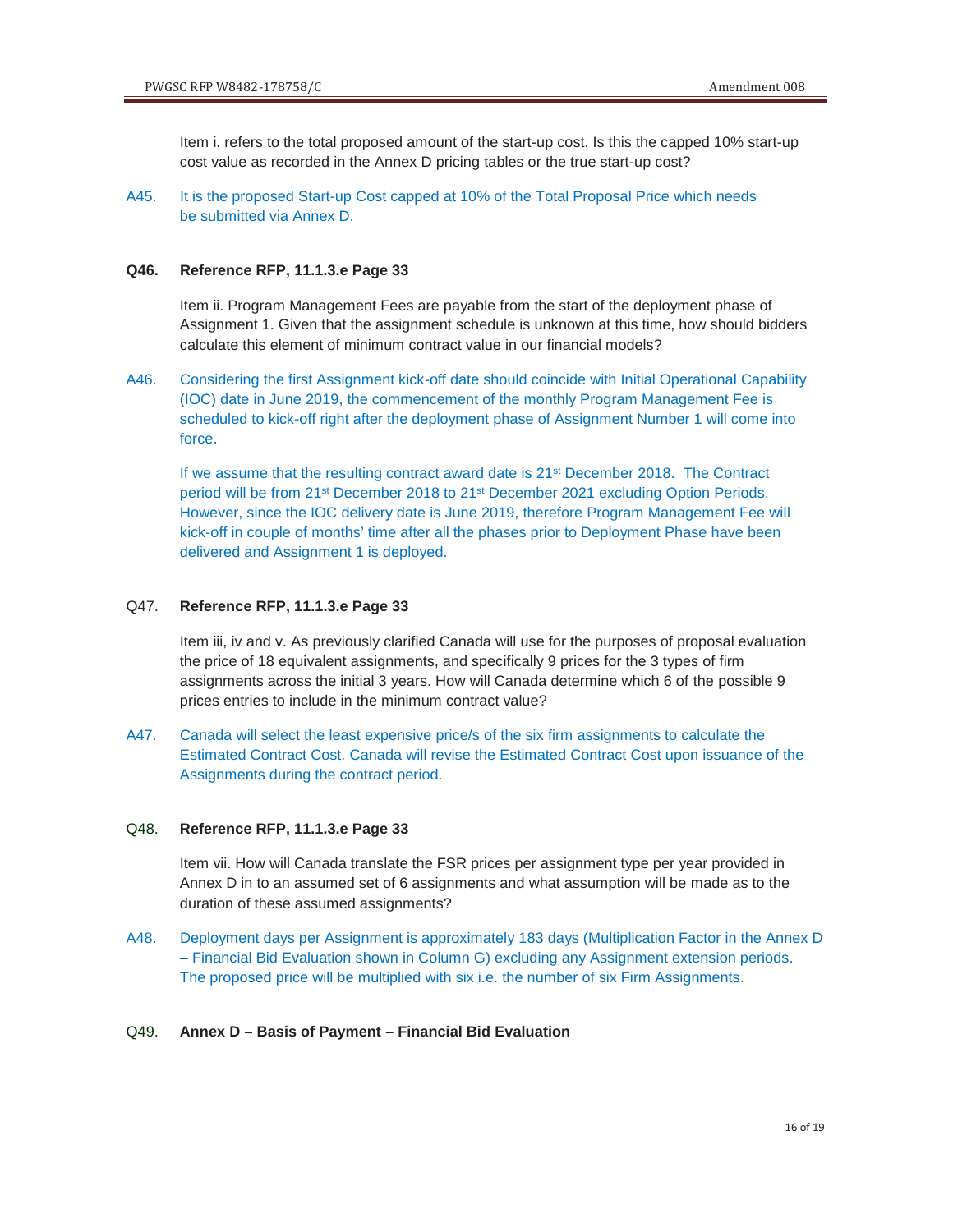Item i. refers to the total proposed amount of the start-up cost. Is this the capped 10% start-up cost value as recorded in the Annex D pricing tables or the true start-up cost?

A45. It is the proposed Start-up Cost capped at 10% of the Total Proposal Price which needs be submitted via Annex D.

**Q46. Reference RFP, 11.1.3.e Page 33**

Item ii. Program Management Fees are payable from the start of the deployment phase of Assignment 1. Given that the assignment schedule is unknown at this time, how should bidders calculate this element of minimum contract value in our financial models?

A46. Considering the first Assignment kick-off date should coincide with Initial Operational Capability (IOC) date in June 2019, the commencement of the monthly Program Management Fee is scheduled to kick-off right after the deployment phase of Assignment Number 1 will come into force.

If we assume that the resulting contract award date is 21st December 2018. The Contract period will be from 21st December 2018 to 21st December 2021 excluding Option Periods. However, since the IOC delivery date is June 2019, therefore Program Management Fee will kick-off in couple of months' time after all the phases prior to Deployment Phase have been delivered and Assignment 1 is deployed.

Q47. **Reference RFP, 11.1.3.e Page 33**

Item iii, iv and v. As previously clarified Canada will use for the purposes of proposal evaluation the price of 18 equivalent assignments, and specifically 9 prices for the 3 types of firm assignments across the initial 3 years. How will Canada determine which 6 of the possible 9 prices entries to include in the minimum contract value?

A47. Canada will select the least expensive price/s of the six firm assignments to calculate the Estimated Contract Cost. Canada will revise the Estimated Contract Cost upon issuance of the Assignments during the contract period.

Q48. **Reference RFP, 11.1.3.e Page 33**

Item vii. How will Canada translate the FSR prices per assignment type per year provided in Annex D in to an assumed set of 6 assignments and what assumption will be made as to the duration of these assumed assignments?

A48. Deployment days per Assignment is approximately 183 days (Multiplication Factor in the Annex D – Financial Bid Evaluation shown in Column G) excluding any Assignment extension periods. The proposed price will be multiplied with six i.e. the number of six Firm Assignments.

Q49. **Annex D – Basis of Payment – Financial Bid Evaluation**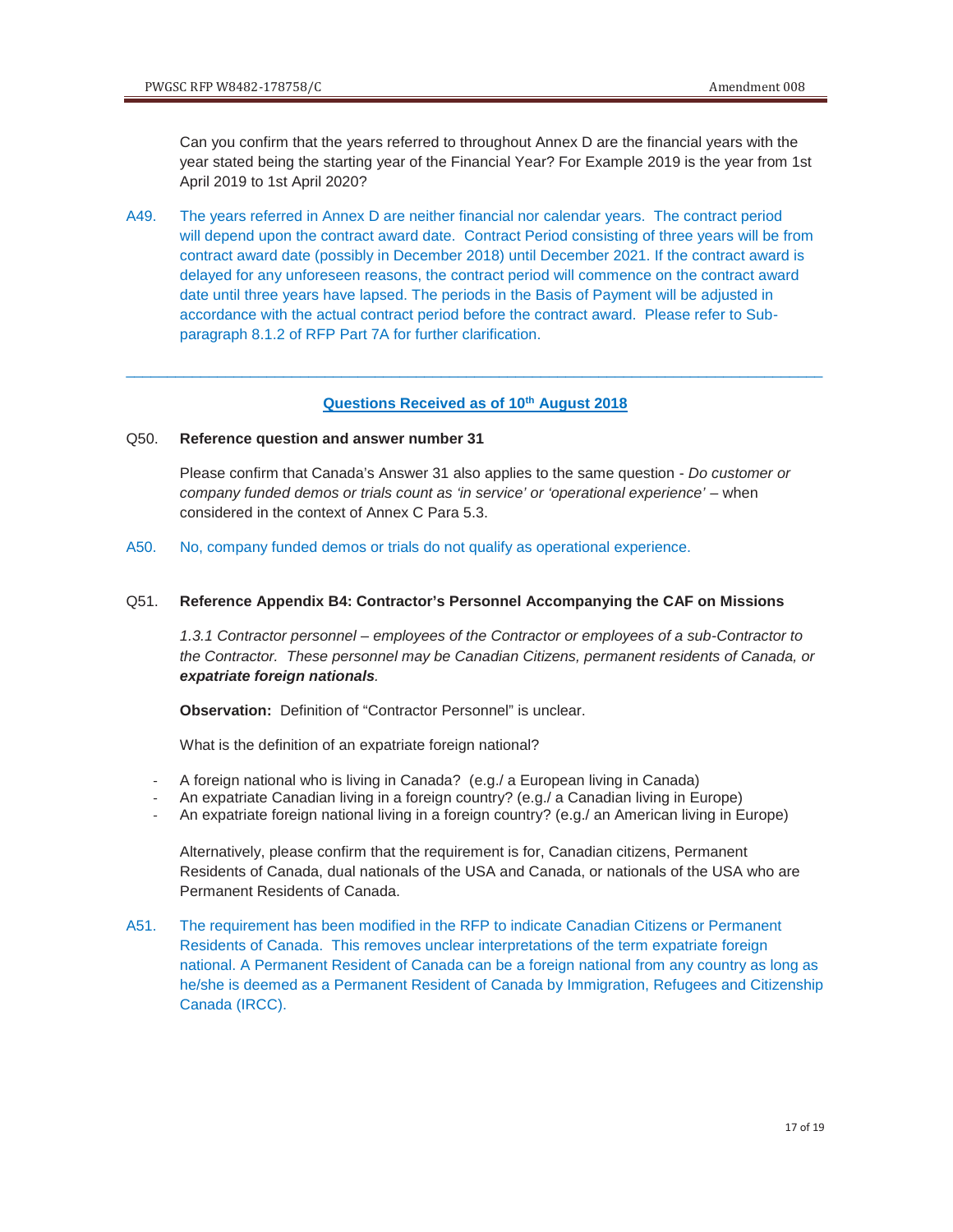Can you confirm that the years referred to throughout Annex D are the financial years with the year stated being the starting year of the Financial Year? For Example 2019 is the year from 1st April 2019 to 1st April 2020?

A49. The years referred in Annex D are neither financial nor calendar years. The contract period will depend upon the contract award date. Contract Period consisting of three years will be from contract award date (possibly in December 2018) until December 2021. If the contract award is delayed for any unforeseen reasons, the contract period will commence on the contract award date until three years have lapsed. The periods in the Basis of Payment will be adjusted in accordance with the actual contract period before the contract award. Please refer to Sub-paragraph 8.1.2 of RFP Part 7A for further clarification.

---

## Questions Received as of 10th August 2018

Q50. **Reference question and answer number 31**

Please confirm that Canada's Answer 31 also applies to the same question - *Do customer or company funded demos or trials count as 'in service' or 'operational experience'* – when considered in the context of Annex C Para 5.3.

A50. No, company funded demos or trials do not qualify as operational experience.

Q51. **Reference Appendix B4: Contractor's Personnel Accompanying the CAF on Missions**

*1.3.1 Contractor personnel – employees of the Contractor or employees of a sub-Contractor to the Contractor. These personnel may be Canadian Citizens, permanent residents of Canada, or **expatriate foreign nationals**.*

**Observation:** Definition of "Contractor Personnel" is unclear.

What is the definition of an expatriate foreign national?

- A foreign national who is living in Canada? (e.g./ a European living in Canada)
- An expatriate Canadian living in a foreign country? (e.g./ a Canadian living in Europe)
- An expatriate foreign national living in a foreign country? (e.g./ an American living in Europe)

Alternatively, please confirm that the requirement is for, Canadian citizens, Permanent Residents of Canada, dual nationals of the USA and Canada, or nationals of the USA who are Permanent Residents of Canada.

A51. The requirement has been modified in the RFP to indicate Canadian Citizens or Permanent Residents of Canada. This removes unclear interpretations of the term expatriate foreign national. A Permanent Resident of Canada can be a foreign national from any country as long as he/she is deemed as a Permanent Resident of Canada by Immigration, Refugees and Citizenship Canada (IRCC).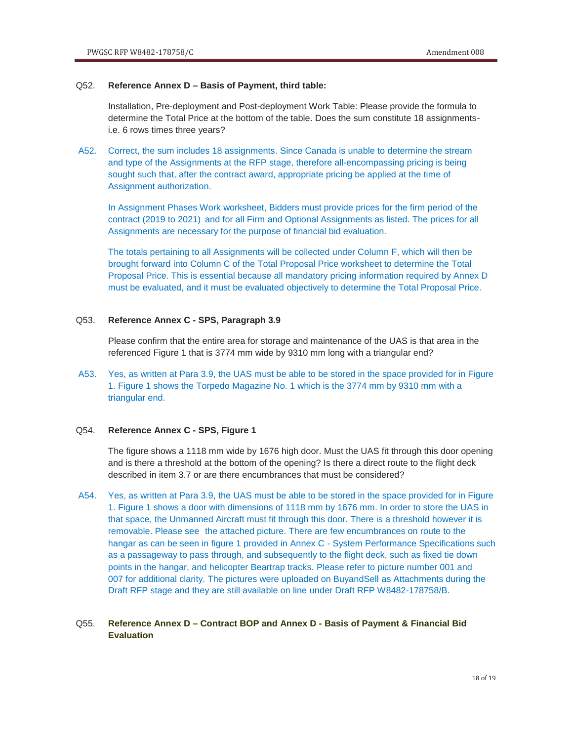Q52. **Reference Annex D – Basis of Payment, third table:**

Installation, Pre-deployment and Post-deployment Work Table: Please provide the formula to determine the Total Price at the bottom of the table. Does the sum constitute 18 assignments- i.e. 6 rows times three years?

A52. Correct, the sum includes 18 assignments. Since Canada is unable to determine the stream and type of the Assignments at the RFP stage, therefore all-encompassing pricing is being sought such that, after the contract award, appropriate pricing be applied at the time of Assignment authorization.

In Assignment Phases Work worksheet, Bidders must provide prices for the firm period of the contract (2019 to 2021) and for all Firm and Optional Assignments as listed. The prices for all Assignments are necessary for the purpose of financial bid evaluation.

The totals pertaining to all Assignments will be collected under Column F, which will then be brought forward into Column C of the Total Proposal Price worksheet to determine the Total Proposal Price. This is essential because all mandatory pricing information required by Annex D must be evaluated, and it must be evaluated objectively to determine the Total Proposal Price.

Q53. **Reference Annex C - SPS, Paragraph 3.9**

Please confirm that the entire area for storage and maintenance of the UAS is that area in the referenced Figure 1 that is 3774 mm wide by 9310 mm long with a triangular end?

A53. Yes, as written at Para 3.9, the UAS must be able to be stored in the space provided for in Figure 1. Figure 1 shows the Torpedo Magazine No. 1 which is the 3774 mm by 9310 mm with a triangular end.

Q54. **Reference Annex C - SPS, Figure 1**

The figure shows a 1118 mm wide by 1676 high door. Must the UAS fit through this door opening and is there a threshold at the bottom of the opening? Is there a direct route to the flight deck described in item 3.7 or are there encumbrances that must be considered?

A54. Yes, as written at Para 3.9, the UAS must be able to be stored in the space provided for in Figure 1. Figure 1 shows a door with dimensions of 1118 mm by 1676 mm. In order to store the UAS in that space, the Unmanned Aircraft must fit through this door. There is a threshold however it is removable. Please see the attached picture. There are few encumbrances on route to the hangar as can be seen in figure 1 provided in Annex C - System Performance Specifications such as a passageway to pass through, and subsequently to the flight deck, such as fixed tie down points in the hangar, and helicopter Beartrap tracks. Please refer to picture number 001 and 007 for additional clarity. The pictures were uploaded on BuyandSell as Attachments during the Draft RFP stage and they are still available on line under Draft RFP W8482-178758/B.

Q55. **Reference Annex D – Contract BOP and Annex D - Basis of Payment & Financial Bid Evaluation**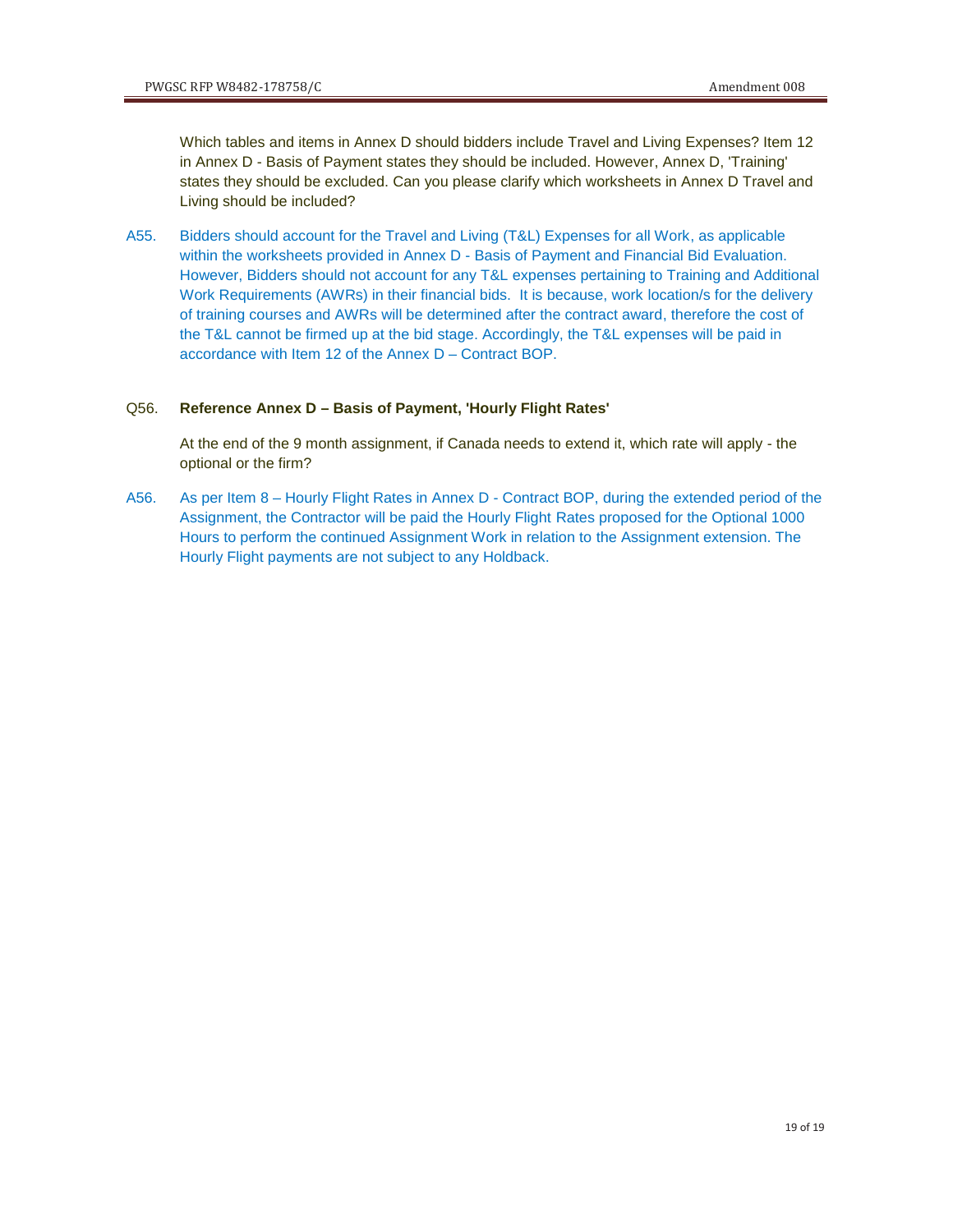Which tables and items in Annex D should bidders include Travel and Living Expenses? Item 12 in Annex D - Basis of Payment states they should be included. However, Annex D, 'Training' states they should be excluded. Can you please clarify which worksheets in Annex D Travel and Living should be included?

A55. Bidders should account for the Travel and Living (T&L) Expenses for all Work, as applicable within the worksheets provided in Annex D - Basis of Payment and Financial Bid Evaluation. However, Bidders should not account for any T&L expenses pertaining to Training and Additional Work Requirements (AWRs) in their financial bids. It is because, work location/s for the delivery of training courses and AWRs will be determined after the contract award, therefore the cost of the T&L cannot be firmed up at the bid stage. Accordingly, the T&L expenses will be paid in accordance with Item 12 of the Annex D – Contract BOP.

Q56. **Reference Annex D – Basis of Payment, 'Hourly Flight Rates'**

At the end of the 9 month assignment, if Canada needs to extend it, which rate will apply - the optional or the firm?

A56. As per Item 8 – Hourly Flight Rates in Annex D - Contract BOP, during the extended period of the Assignment, the Contractor will be paid the Hourly Flight Rates proposed for the Optional 1000 Hours to perform the continued Assignment Work in relation to the Assignment extension. The Hourly Flight payments are not subject to any Holdback.